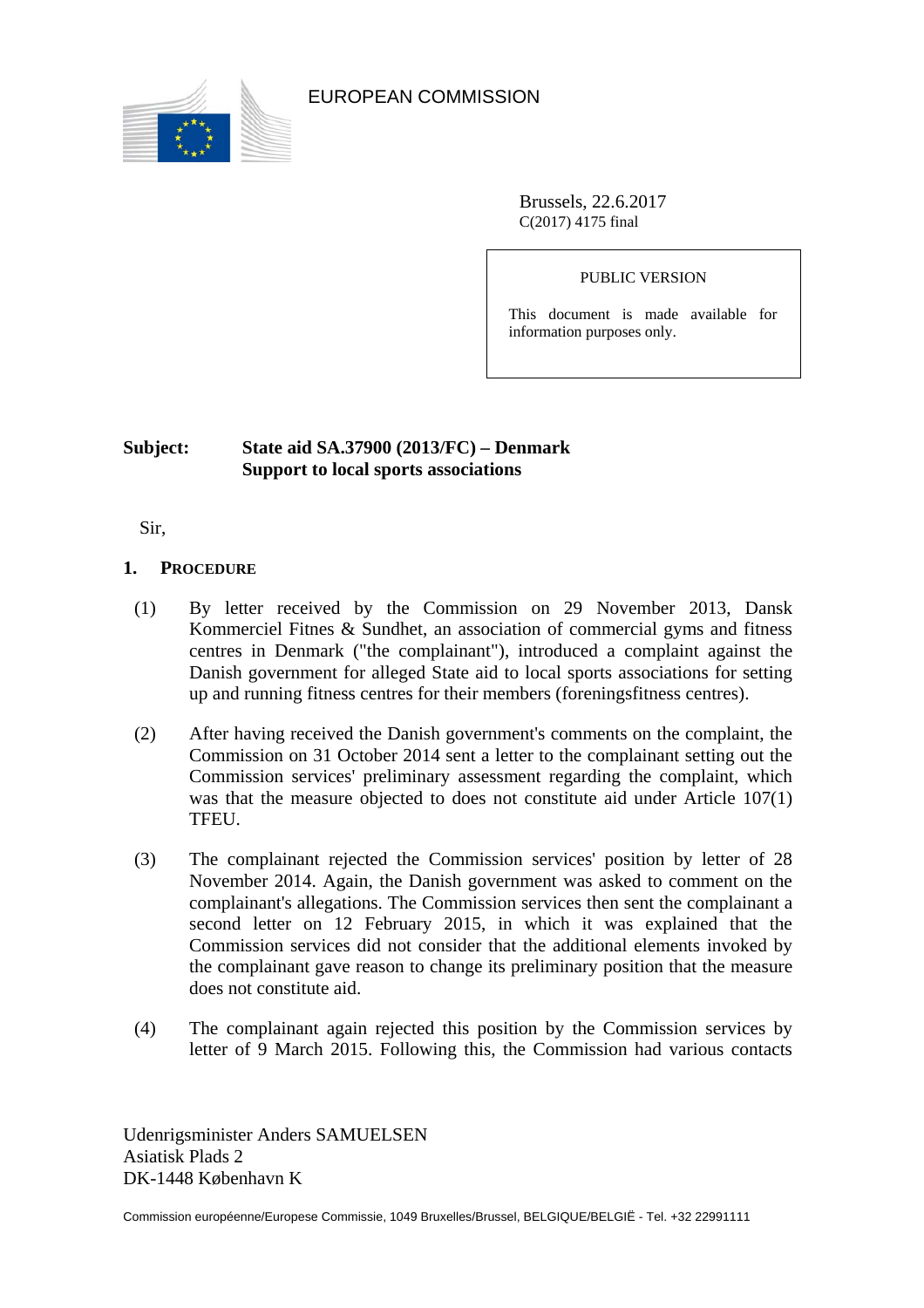EUROPEAN COMMISSION

Brussels, 22.6.2017
C(2017) 4175 final

PUBLIC VERSION

This document is made available for information purposes only.

**Subject: State aid SA.37900 (2013/FC) – Denmark**
**Support to local sports associations**

Sir,

## 1. PROCEDURE

(1) By letter received by the Commission on 29 November 2013, Dansk Kommerciel Fitnes & Sundhet, an association of commercial gyms and fitness centres in Denmark ("the complainant"), introduced a complaint against the Danish government for alleged State aid to local sports associations for setting up and running fitness centres for their members (foreningsfitness centres).

(2) After having received the Danish government's comments on the complaint, the Commission on 31 October 2014 sent a letter to the complainant setting out the Commission services' preliminary assessment regarding the complaint, which was that the measure objected to does not constitute aid under Article 107(1) TFEU.

(3) The complainant rejected the Commission services' position by letter of 28 November 2014. Again, the Danish government was asked to comment on the complainant's allegations. The Commission services then sent the complainant a second letter on 12 February 2015, in which it was explained that the Commission services did not consider that the additional elements invoked by the complainant gave reason to change its preliminary position that the measure does not constitute aid.

(4) The complainant again rejected this position by the Commission services by letter of 9 March 2015. Following this, the Commission had various contacts

Udenrigsminister Anders SAMUELSEN
Asiatisk Plads 2
DK-1448 København K

Commission européenne/Europese Commissie, 1049 Bruxelles/Brussel, BELGIQUE/BELGIË - Tel. +32 22991111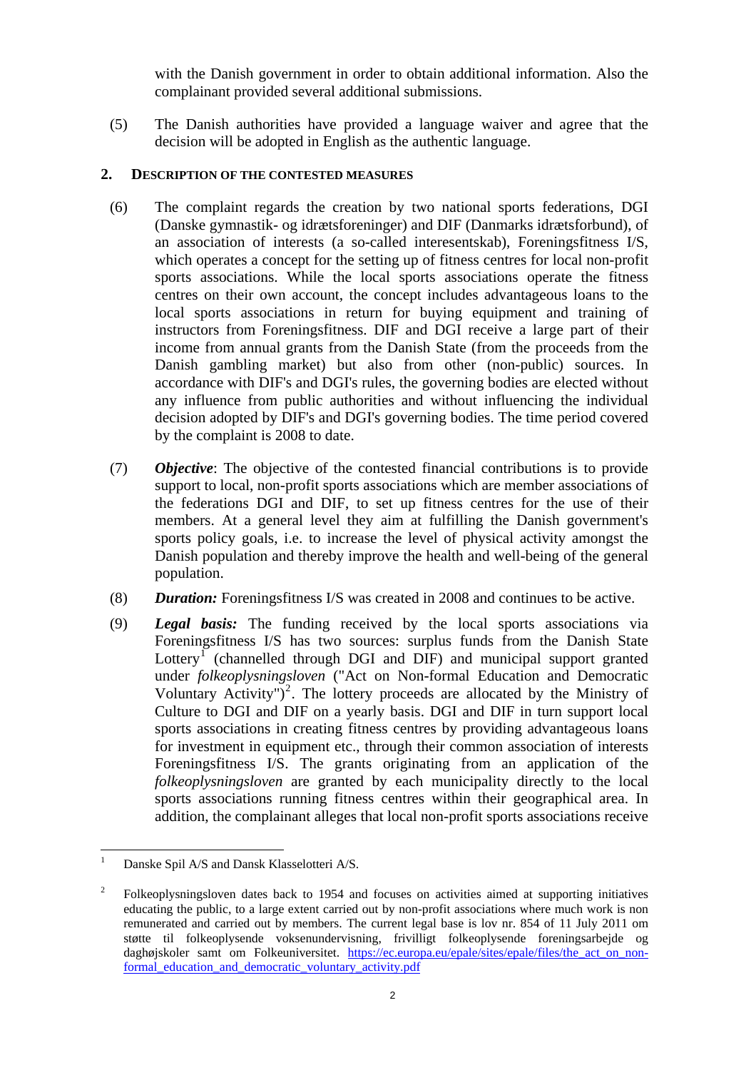with the Danish government in order to obtain additional information. Also the complainant provided several additional submissions.

(5) The Danish authorities have provided a language waiver and agree that the decision will be adopted in English as the authentic language.

## 2. DESCRIPTION OF THE CONTESTED MEASURES

(6) The complaint regards the creation by two national sports federations, DGI (Danske gymnastik- og idrætsforeninger) and DIF (Danmarks idrætsforbund), of an association of interests (a so-called interessentskab), Foreningsfitness I/S, which operates a concept for the setting up of fitness centres for local non-profit sports associations. While the local sports associations operate the fitness centres on their own account, the concept includes advantageous loans to the local sports associations in return for buying equipment and training of instructors from Foreningsfitness. DIF and DGI receive a large part of their income from annual grants from the Danish State (from the proceeds from the Danish gambling market) but also from other (non-public) sources. In accordance with DIF's and DGI's rules, the governing bodies are elected without any influence from public authorities and without influencing the individual decision adopted by DIF's and DGI's governing bodies. The time period covered by the complaint is 2008 to date.

(7) ***Objective***: The objective of the contested financial contributions is to provide support to local, non-profit sports associations which are member associations of the federations DGI and DIF, to set up fitness centres for the use of their members. At a general level they aim at fulfilling the Danish government's sports policy goals, i.e. to increase the level of physical activity amongst the Danish population and thereby improve the health and well-being of the general population.

(8) ***Duration:*** Foreningsfitness I/S was created in 2008 and continues to be active.

(9) ***Legal basis:*** The funding received by the local sports associations via Foreningsfitness I/S has two sources: surplus funds from the Danish State Lottery[1] (channelled through DGI and DIF) and municipal support granted under *folkeoplysningsloven* ("Act on Non-formal Education and Democratic Voluntary Activity")[2]. The lottery proceeds are allocated by the Ministry of Culture to DGI and DIF on a yearly basis. DGI and DIF in turn support local sports associations in creating fitness centres by providing advantageous loans for investment in equipment etc., through their common association of interests Foreningsfitness I/S. The grants originating from an application of the *folkeoplysningsloven* are granted by each municipality directly to the local sports associations running fitness centres within their geographical area. In addition, the complainant alleges that local non-profit sports associations receive

---

[1] Danske Spil A/S and Dansk Klasselotteri A/S.

[2] Folkeoplysningsloven dates back to 1954 and focuses on activities aimed at supporting initiatives educating the public, to a large extent carried out by non-profit associations where much work is non remunerated and carried out by members. The current legal base is lov nr. 854 of 11 July 2011 om støtte til folkeoplysende voksenundervisning, frivilligt folkeoplysende foreningsarbejde og daghøjskoler samt om Folkeuniversitet. https://ec.europa.eu/epale/sites/epale/files/the_act_on_non-formal_education_and_democratic_voluntary_activity.pdf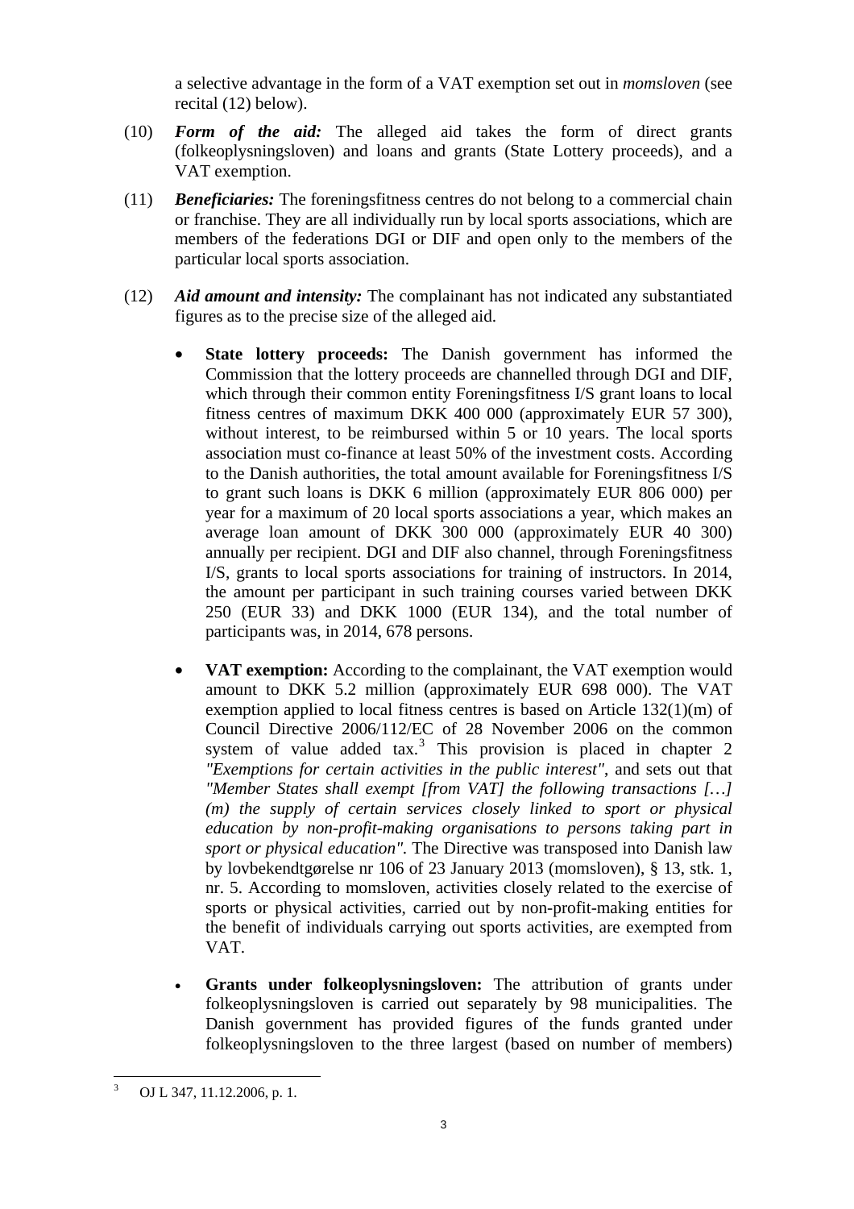a selective advantage in the form of a VAT exemption set out in *momsloven* (see recital (12) below).

(10) ***Form of the aid:*** The alleged aid takes the form of direct grants (folkeoplysningsloven) and loans and grants (State Lottery proceeds), and a VAT exemption.

(11) ***Beneficiaries:*** The foreningsfitness centres do not belong to a commercial chain or franchise. They are all individually run by local sports associations, which are members of the federations DGI or DIF and open only to the members of the particular local sports association.

(12) ***Aid amount and intensity:*** The complainant has not indicated any substantiated figures as to the precise size of the alleged aid.

- **State lottery proceeds:** The Danish government has informed the Commission that the lottery proceeds are channelled through DGI and DIF, which through their common entity Foreningsfitness I/S grant loans to local fitness centres of maximum DKK 400 000 (approximately EUR 57 300), without interest, to be reimbursed within 5 or 10 years. The local sports association must co-finance at least 50% of the investment costs. According to the Danish authorities, the total amount available for Foreningsfitness I/S to grant such loans is DKK 6 million (approximately EUR 806 000) per year for a maximum of 20 local sports associations a year, which makes an average loan amount of DKK 300 000 (approximately EUR 40 300) annually per recipient. DGI and DIF also channel, through Foreningsfitness I/S, grants to local sports associations for training of instructors. In 2014, the amount per participant in such training courses varied between DKK 250 (EUR 33) and DKK 1000 (EUR 134), and the total number of participants was, in 2014, 678 persons.

- **VAT exemption:** According to the complainant, the VAT exemption would amount to DKK 5.2 million (approximately EUR 698 000). The VAT exemption applied to local fitness centres is based on Article 132(1)(m) of Council Directive 2006/112/EC of 28 November 2006 on the common system of value added tax.[3] This provision is placed in chapter 2 *"Exemptions for certain activities in the public interest"*, and sets out that *"Member States shall exempt [from VAT] the following transactions […] (m) the supply of certain services closely linked to sport or physical education by non-profit-making organisations to persons taking part in sport or physical education".* The Directive was transposed into Danish law by lovbekendtgørelse nr 106 of 23 January 2013 (momsloven), § 13, stk. 1, nr. 5. According to momsloven, activities closely related to the exercise of sports or physical activities, carried out by non-profit-making entities for the benefit of individuals carrying out sports activities, are exempted from VAT.

- **Grants under folkeoplysningsloven:** The attribution of grants under folkeoplysningsloven is carried out separately by 98 municipalities. The Danish government has provided figures of the funds granted under folkeoplysningsloven to the three largest (based on number of members)

[3] OJ L 347, 11.12.2006, p. 1.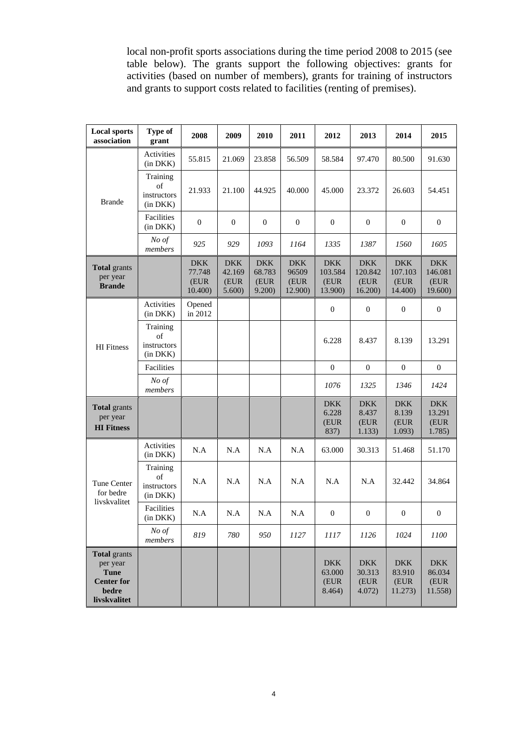local non-profit sports associations during the time period 2008 to 2015 (see table below). The grants support the following objectives: grants for activities (based on number of members), grants for training of instructors and grants to support costs related to facilities (renting of premises).

| Local sports association | Type of grant | 2008 | 2009 | 2010 | 2011 | 2012 | 2013 | 2014 | 2015 |
|---|---|---|---|---|---|---|---|---|---|
| Brande | Activities (in DKK) | 55.815 | 21.069 | 23.858 | 56.509 | 58.584 | 97.470 | 80.500 | 91.630 |
| | Training of instructors (in DKK) | 21.933 | 21.100 | 44.925 | 40.000 | 45.000 | 23.372 | 26.603 | 54.451 |
| | Facilities (in DKK) | 0 | 0 | 0 | 0 | 0 | 0 | 0 | 0 |
| | *No of members* | *925* | *929* | *1093* | *1164* | *1335* | *1387* | *1560* | *1605* |
| **Total** grants per year **Brande** | | DKK 77.748 (EUR 10.400) | DKK 42.169 (EUR 5.600) | DKK 68.783 (EUR 9.200) | DKK 96509 (EUR 12.900) | DKK 103.584 (EUR 13.900) | DKK 120.842 (EUR 16.200) | DKK 107.103 (EUR 14.400) | DKK 146.081 (EUR 19.600) |
| HI Fitness | Activities (in DKK) | Opened in 2012 | | | | 0 | 0 | 0 | 0 |
| | Training of instructors (in DKK) | | | | | 6.228 | 8.437 | 8.139 | 13.291 |
| | Facilities | | | | | 0 | 0 | 0 | 0 |
| | *No of members* | | | | | *1076* | *1325* | *1346* | *1424* |
| **Total** grants per year **HI Fitness** | | | | | | DKK 6.228 (EUR 837) | DKK 8.437 (EUR 1.133) | DKK 8.139 (EUR 1.093) | DKK 13.291 (EUR 1.785) |
| Tune Center for bedre livskvalitet | Activities (in DKK) | N.A | N.A | N.A | N.A | 63.000 | 30.313 | 51.468 | 51.170 |
| | Training of instructors (in DKK) | N.A | N.A | N.A | N.A | N.A | N.A | 32.442 | 34.864 |
| | Facilities (in DKK) | N.A | N.A | N.A | N.A | 0 | 0 | 0 | 0 |
| | *No of members* | *819* | *780* | *950* | *1127* | *1117* | *1126* | *1024* | *1100* |
| **Total** grants per year **Tune Center for bedre livskvalitet** | | | | | | DKK 63.000 (EUR 8.464) | DKK 30.313 (EUR 4.072) | DKK 83.910 (EUR 11.273) | DKK 86.034 (EUR 11.558) |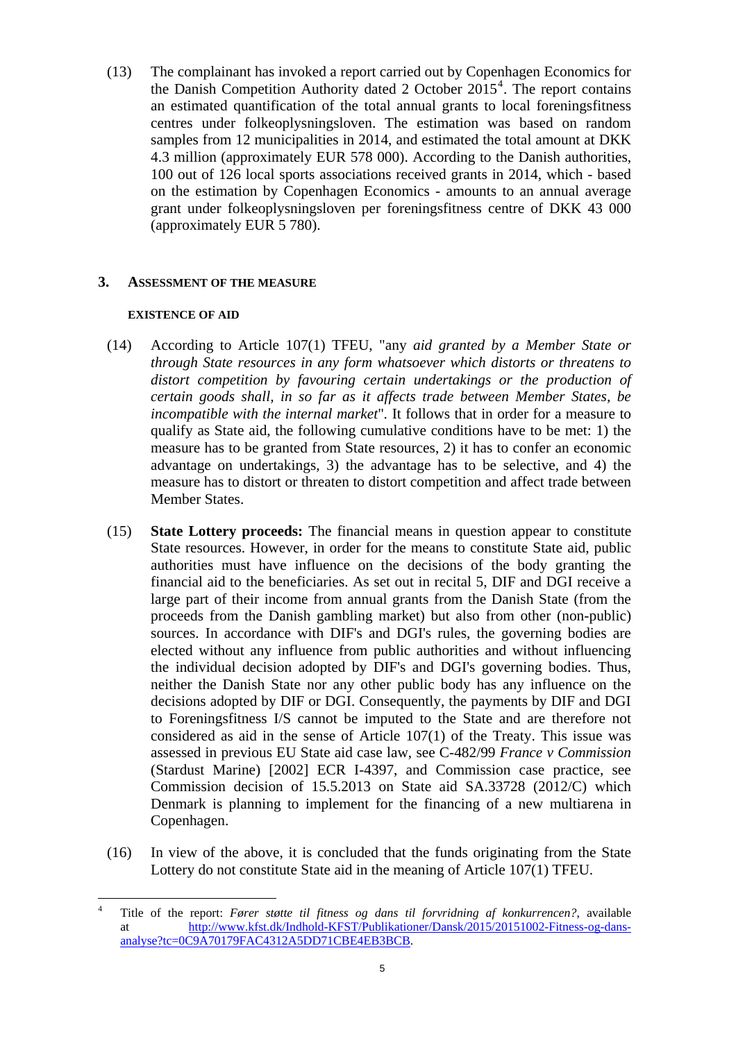(13) The complainant has invoked a report carried out by Copenhagen Economics for the Danish Competition Authority dated 2 October 2015[4]. The report contains an estimated quantification of the total annual grants to local foreningsfitness centres under folkeoplysningsloven. The estimation was based on random samples from 12 municipalities in 2014, and estimated the total amount at DKK 4.3 million (approximately EUR 578 000). According to the Danish authorities, 100 out of 126 local sports associations received grants in 2014, which - based on the estimation by Copenhagen Economics - amounts to an annual average grant under folkeoplysningsloven per foreningsfitness centre of DKK 43 000 (approximately EUR 5 780).

## 3. ASSESSMENT OF THE MEASURE

### EXISTENCE OF AID

(14) According to Article 107(1) TFEU, "any *aid granted by a Member State or through State resources in any form whatsoever which distorts or threatens to distort competition by favouring certain undertakings or the production of certain goods shall, in so far as it affects trade between Member States, be incompatible with the internal market*". It follows that in order for a measure to qualify as State aid, the following cumulative conditions have to be met: 1) the measure has to be granted from State resources, 2) it has to confer an economic advantage on undertakings, 3) the advantage has to be selective, and 4) the measure has to distort or threaten to distort competition and affect trade between Member States.

(15) **State Lottery proceeds:** The financial means in question appear to constitute State resources. However, in order for the means to constitute State aid, public authorities must have influence on the decisions of the body granting the financial aid to the beneficiaries. As set out in recital 5, DIF and DGI receive a large part of their income from annual grants from the Danish State (from the proceeds from the Danish gambling market) but also from other (non-public) sources. In accordance with DIF's and DGI's rules, the governing bodies are elected without any influence from public authorities and without influencing the individual decision adopted by DIF's and DGI's governing bodies. Thus, neither the Danish State nor any other public body has any influence on the decisions adopted by DIF or DGI. Consequently, the payments by DIF and DGI to Foreningsfitness I/S cannot be imputed to the State and are therefore not considered as aid in the sense of Article 107(1) of the Treaty. This issue was assessed in previous EU State aid case law, see C-482/99 *France v Commission* (Stardust Marine) [2002] ECR I-4397, and Commission case practice, see Commission decision of 15.5.2013 on State aid SA.33728 (2012/C) which Denmark is planning to implement for the financing of a new multiarena in Copenhagen.

(16) In view of the above, it is concluded that the funds originating from the State Lottery do not constitute State aid in the meaning of Article 107(1) TFEU.

[4] Title of the report: *Fører støtte til fitness og dans til forvridning af konkurrencen?*, available at http://www.kfst.dk/Indhold-KFST/Publikationer/Dansk/2015/20151002-Fitness-og-dans-analyse?tc=0C9A70179FAC4312A5DD71CBE4EB3BCB.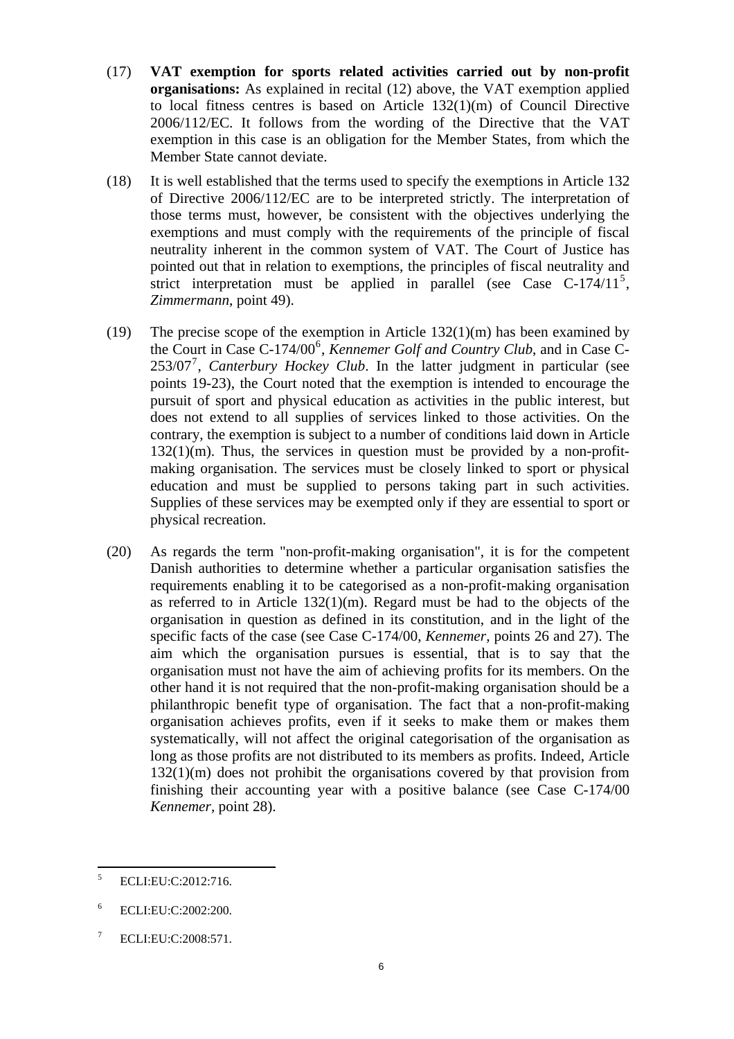(17) **VAT exemption for sports related activities carried out by non-profit organisations:** As explained in recital (12) above, the VAT exemption applied to local fitness centres is based on Article 132(1)(m) of Council Directive 2006/112/EC. It follows from the wording of the Directive that the VAT exemption in this case is an obligation for the Member States, from which the Member State cannot deviate.

(18) It is well established that the terms used to specify the exemptions in Article 132 of Directive 2006/112/EC are to be interpreted strictly. The interpretation of those terms must, however, be consistent with the objectives underlying the exemptions and must comply with the requirements of the principle of fiscal neutrality inherent in the common system of VAT. The Court of Justice has pointed out that in relation to exemptions, the principles of fiscal neutrality and strict interpretation must be applied in parallel (see Case C-174/11[5], *Zimmermann*, point 49).

(19) The precise scope of the exemption in Article 132(1)(m) has been examined by the Court in Case C-174/00[6], *Kennemer Golf and Country Club*, and in Case C-253/07[7], *Canterbury Hockey Club*. In the latter judgment in particular (see points 19-23), the Court noted that the exemption is intended to encourage the pursuit of sport and physical education as activities in the public interest, but does not extend to all supplies of services linked to those activities. On the contrary, the exemption is subject to a number of conditions laid down in Article 132(1)(m). Thus, the services in question must be provided by a non-profit-making organisation. The services must be closely linked to sport or physical education and must be supplied to persons taking part in such activities. Supplies of these services may be exempted only if they are essential to sport or physical recreation.

(20) As regards the term "non-profit-making organisation", it is for the competent Danish authorities to determine whether a particular organisation satisfies the requirements enabling it to be categorised as a non-profit-making organisation as referred to in Article 132(1)(m). Regard must be had to the objects of the organisation in question as defined in its constitution, and in the light of the specific facts of the case (see Case C-174/00, *Kennemer*, points 26 and 27). The aim which the organisation pursues is essential, that is to say that the organisation must not have the aim of achieving profits for its members. On the other hand it is not required that the non-profit-making organisation should be a philanthropic benefit type of organisation. The fact that a non-profit-making organisation achieves profits, even if it seeks to make them or makes them systematically, will not affect the original categorisation of the organisation as long as those profits are not distributed to its members as profits. Indeed, Article 132(1)(m) does not prohibit the organisations covered by that provision from finishing their accounting year with a positive balance (see Case C-174/00 *Kennemer*, point 28).

---

[5] ECLI:EU:C:2012:716.

[6] ECLI:EU:C:2002:200.

[7] ECLI:EU:C:2008:571.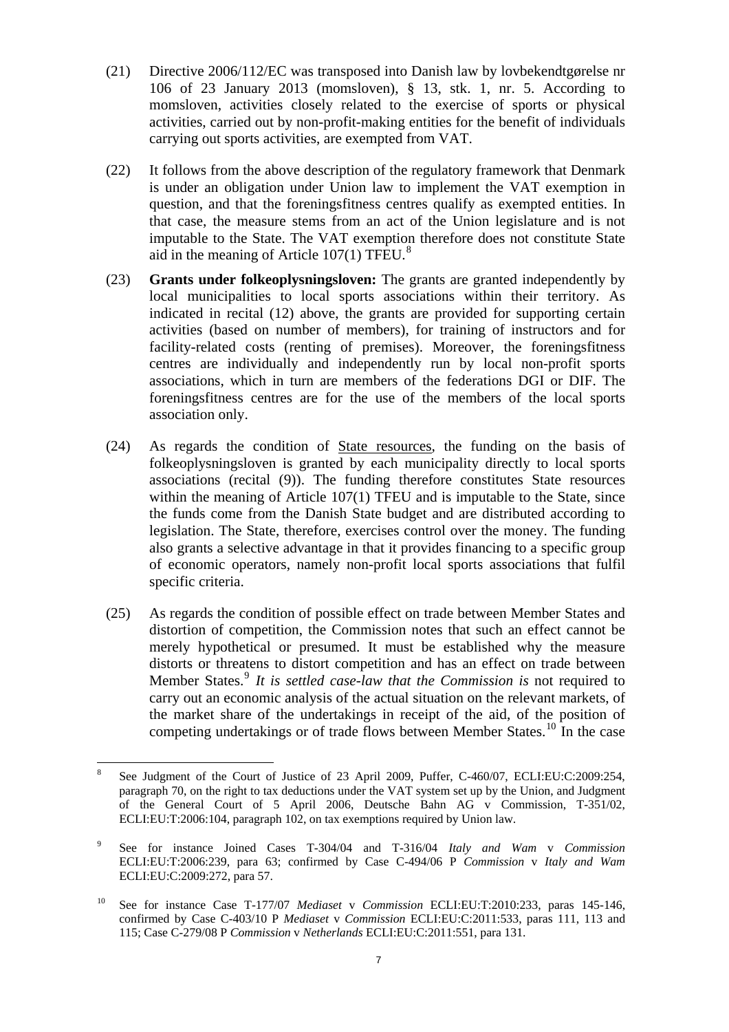(21) Directive 2006/112/EC was transposed into Danish law by lovbekendtgørelse nr 106 of 23 January 2013 (momsloven), § 13, stk. 1, nr. 5. According to momsloven, activities closely related to the exercise of sports or physical activities, carried out by non-profit-making entities for the benefit of individuals carrying out sports activities, are exempted from VAT.

(22) It follows from the above description of the regulatory framework that Denmark is under an obligation under Union law to implement the VAT exemption in question, and that the foreningsfitness centres qualify as exempted entities. In that case, the measure stems from an act of the Union legislature and is not imputable to the State. The VAT exemption therefore does not constitute State aid in the meaning of Article 107(1) TFEU.[8]

(23) **Grants under folkeoplysningsloven:** The grants are granted independently by local municipalities to local sports associations within their territory. As indicated in recital (12) above, the grants are provided for supporting certain activities (based on number of members), for training of instructors and for facility-related costs (renting of premises). Moreover, the foreningsfitness centres are individually and independently run by local non-profit sports associations, which in turn are members of the federations DGI or DIF. The foreningsfitness centres are for the use of the members of the local sports association only.

(24) As regards the condition of State resources, the funding on the basis of folkeoplysningsloven is granted by each municipality directly to local sports associations (recital (9)). The funding therefore constitutes State resources within the meaning of Article 107(1) TFEU and is imputable to the State, since the funds come from the Danish State budget and are distributed according to legislation. The State, therefore, exercises control over the money. The funding also grants a selective advantage in that it provides financing to a specific group of economic operators, namely non-profit local sports associations that fulfil specific criteria.

(25) As regards the condition of possible effect on trade between Member States and distortion of competition, the Commission notes that such an effect cannot be merely hypothetical or presumed. It must be established why the measure distorts or threatens to distort competition and has an effect on trade between Member States.[9] *It is settled case-law that the Commission is* not required to carry out an economic analysis of the actual situation on the relevant markets, of the market share of the undertakings in receipt of the aid, of the position of competing undertakings or of trade flows between Member States.[10] In the case

---

[8] See Judgment of the Court of Justice of 23 April 2009, Puffer, C-460/07, ECLI:EU:C:2009:254, paragraph 70, on the right to tax deductions under the VAT system set up by the Union, and Judgment of the General Court of 5 April 2006, Deutsche Bahn AG v Commission, T-351/02, ECLI:EU:T:2006:104, paragraph 102, on tax exemptions required by Union law.

[9] See for instance Joined Cases T-304/04 and T-316/04 *Italy and Wam* v *Commission* ECLI:EU:T:2006:239, para 63; confirmed by Case C-494/06 P *Commission* v *Italy and Wam* ECLI:EU:C:2009:272, para 57.

[10] See for instance Case T-177/07 *Mediaset* v *Commission* ECLI:EU:T:2010:233, paras 145-146, confirmed by Case C-403/10 P *Mediaset* v *Commission* ECLI:EU:C:2011:533, paras 111, 113 and 115; Case C-279/08 P *Commission* v *Netherlands* ECLI:EU:C:2011:551, para 131.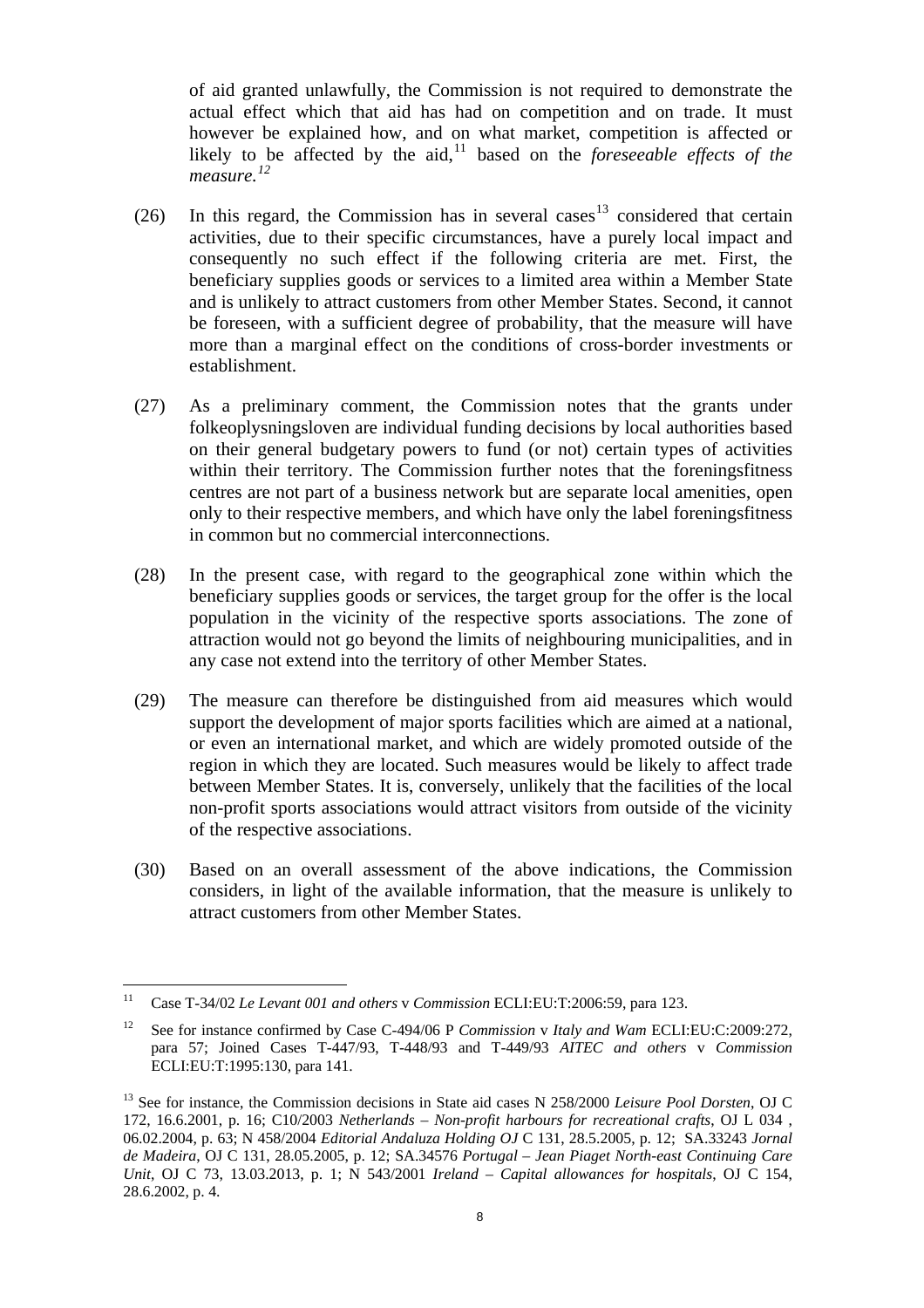of aid granted unlawfully, the Commission is not required to demonstrate the actual effect which that aid has had on competition and on trade. It must however be explained how, and on what market, competition is affected or likely to be affected by the aid,[11] based on the *foreseeable effects of the measure.*[12]

(26) In this regard, the Commission has in several cases[13] considered that certain activities, due to their specific circumstances, have a purely local impact and consequently no such effect if the following criteria are met. First, the beneficiary supplies goods or services to a limited area within a Member State and is unlikely to attract customers from other Member States. Second, it cannot be foreseen, with a sufficient degree of probability, that the measure will have more than a marginal effect on the conditions of cross-border investments or establishment.

(27) As a preliminary comment, the Commission notes that the grants under folkeoplysningsloven are individual funding decisions by local authorities based on their general budgetary powers to fund (or not) certain types of activities within their territory. The Commission further notes that the foreningsfitness centres are not part of a business network but are separate local amenities, open only to their respective members, and which have only the label foreningsfitness in common but no commercial interconnections.

(28) In the present case, with regard to the geographical zone within which the beneficiary supplies goods or services, the target group for the offer is the local population in the vicinity of the respective sports associations. The zone of attraction would not go beyond the limits of neighbouring municipalities, and in any case not extend into the territory of other Member States.

(29) The measure can therefore be distinguished from aid measures which would support the development of major sports facilities which are aimed at a national, or even an international market, and which are widely promoted outside of the region in which they are located. Such measures would be likely to affect trade between Member States. It is, conversely, unlikely that the facilities of the local non-profit sports associations would attract visitors from outside of the vicinity of the respective associations.

(30) Based on an overall assessment of the above indications, the Commission considers, in light of the available information, that the measure is unlikely to attract customers from other Member States.

---

[11] Case T-34/02 *Le Levant 001 and others* v *Commission* ECLI:EU:T:2006:59, para 123.

[12] See for instance confirmed by Case C-494/06 P *Commission* v *Italy and Wam* ECLI:EU:C:2009:272, para 57; Joined Cases T-447/93, T-448/93 and T-449/93 *AITEC and others* v *Commission* ECLI:EU:T:1995:130, para 141.

[13] See for instance, the Commission decisions in State aid cases N 258/2000 *Leisure Pool Dorsten*, OJ C 172, 16.6.2001, p. 16; C10/2003 *Netherlands – Non-profit harbours for recreational crafts*, OJ L 034 , 06.02.2004, p. 63; N 458/2004 *Editorial Andaluza Holding OJ* C 131, 28.5.2005, p. 12; SA.33243 *Jornal de Madeira*, OJ C 131, 28.05.2005, p. 12; SA.34576 *Portugal – Jean Piaget North-east Continuing Care Unit*, OJ C 73, 13.03.2013, p. 1; N 543/2001 *Ireland – Capital allowances for hospitals*, OJ C 154, 28.6.2002, p. 4.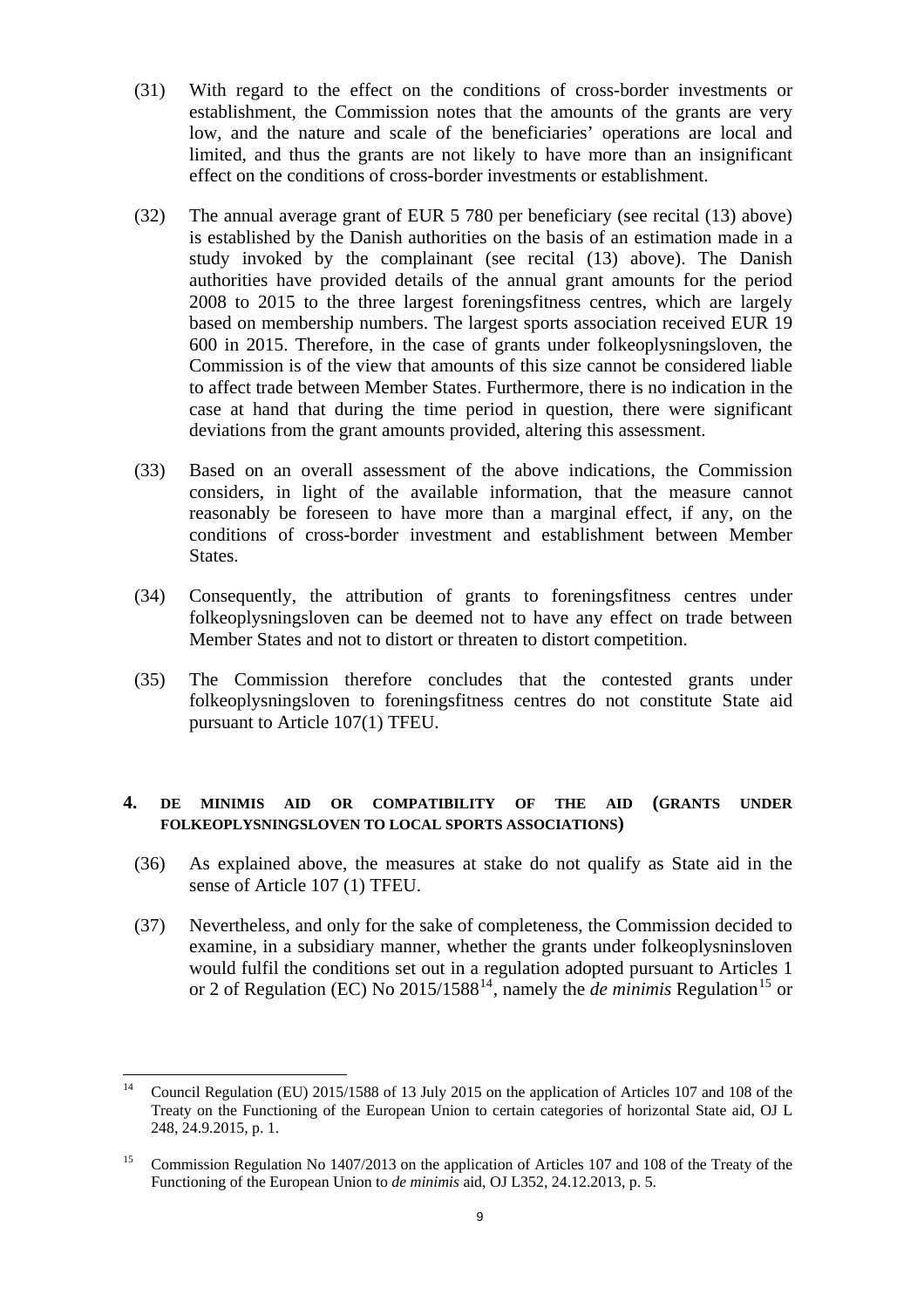(31) With regard to the effect on the conditions of cross-border investments or establishment, the Commission notes that the amounts of the grants are very low, and the nature and scale of the beneficiaries' operations are local and limited, and thus the grants are not likely to have more than an insignificant effect on the conditions of cross-border investments or establishment.

(32) The annual average grant of EUR 5 780 per beneficiary (see recital (13) above) is established by the Danish authorities on the basis of an estimation made in a study invoked by the complainant (see recital (13) above). The Danish authorities have provided details of the annual grant amounts for the period 2008 to 2015 to the three largest foreningsfitness centres, which are largely based on membership numbers. The largest sports association received EUR 19 600 in 2015. Therefore, in the case of grants under folkeoplysningsloven, the Commission is of the view that amounts of this size cannot be considered liable to affect trade between Member States. Furthermore, there is no indication in the case at hand that during the time period in question, there were significant deviations from the grant amounts provided, altering this assessment.

(33) Based on an overall assessment of the above indications, the Commission considers, in light of the available information, that the measure cannot reasonably be foreseen to have more than a marginal effect, if any, on the conditions of cross-border investment and establishment between Member States.

(34) Consequently, the attribution of grants to foreningsfitness centres under folkeoplysningsloven can be deemed not to have any effect on trade between Member States and not to distort or threaten to distort competition.

(35) The Commission therefore concludes that the contested grants under folkeoplysningsloven to foreningsfitness centres do not constitute State aid pursuant to Article 107(1) TFEU.

## 4. DE MINIMIS AID OR COMPATIBILITY OF THE AID (GRANTS UNDER FOLKEOPLYSNINGSLOVEN TO LOCAL SPORTS ASSOCIATIONS)

(36) As explained above, the measures at stake do not qualify as State aid in the sense of Article 107 (1) TFEU.

(37) Nevertheless, and only for the sake of completeness, the Commission decided to examine, in a subsidiary manner, whether the grants under folkeoplysninsloven would fulfil the conditions set out in a regulation adopted pursuant to Articles 1 or 2 of Regulation (EC) No 2015/1588[14], namely the *de minimis* Regulation[15] or

---

[14] Council Regulation (EU) 2015/1588 of 13 July 2015 on the application of Articles 107 and 108 of the Treaty on the Functioning of the European Union to certain categories of horizontal State aid, OJ L 248, 24.9.2015, p. 1.

[15] Commission Regulation No 1407/2013 on the application of Articles 107 and 108 of the Treaty of the Functioning of the European Union to *de minimis* aid, OJ L352, 24.12.2013, p. 5.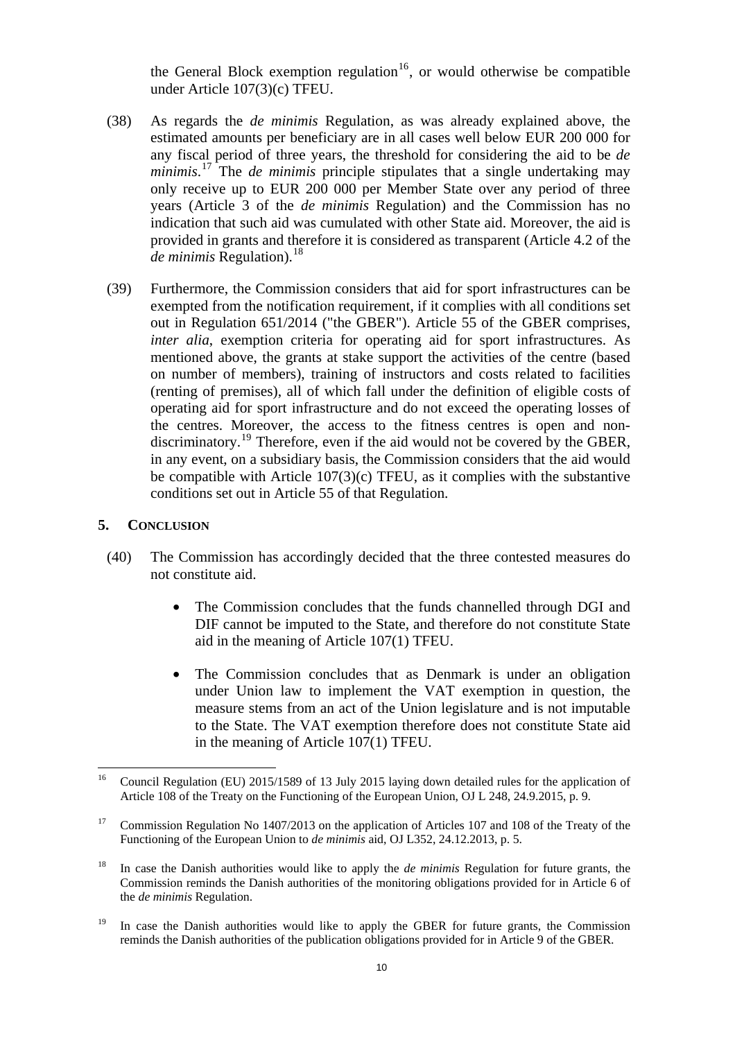the General Block exemption regulation[16], or would otherwise be compatible under Article 107(3)(c) TFEU.

(38) As regards the *de minimis* Regulation, as was already explained above, the estimated amounts per beneficiary are in all cases well below EUR 200 000 for any fiscal period of three years, the threshold for considering the aid to be *de minimis*.[17] The *de minimis* principle stipulates that a single undertaking may only receive up to EUR 200 000 per Member State over any period of three years (Article 3 of the *de minimis* Regulation) and the Commission has no indication that such aid was cumulated with other State aid. Moreover, the aid is provided in grants and therefore it is considered as transparent (Article 4.2 of the *de minimis* Regulation).[18]

(39) Furthermore, the Commission considers that aid for sport infrastructures can be exempted from the notification requirement, if it complies with all conditions set out in Regulation 651/2014 ("the GBER"). Article 55 of the GBER comprises, *inter alia*, exemption criteria for operating aid for sport infrastructures. As mentioned above, the grants at stake support the activities of the centre (based on number of members), training of instructors and costs related to facilities (renting of premises), all of which fall under the definition of eligible costs of operating aid for sport infrastructure and do not exceed the operating losses of the centres. Moreover, the access to the fitness centres is open and non-discriminatory.[19] Therefore, even if the aid would not be covered by the GBER, in any event, on a subsidiary basis, the Commission considers that the aid would be compatible with Article 107(3)(c) TFEU, as it complies with the substantive conditions set out in Article 55 of that Regulation.

## 5. CONCLUSION

(40) The Commission has accordingly decided that the three contested measures do not constitute aid.

- The Commission concludes that the funds channelled through DGI and DIF cannot be imputed to the State, and therefore do not constitute State aid in the meaning of Article 107(1) TFEU.

- The Commission concludes that as Denmark is under an obligation under Union law to implement the VAT exemption in question, the measure stems from an act of the Union legislature and is not imputable to the State. The VAT exemption therefore does not constitute State aid in the meaning of Article 107(1) TFEU.

---

[16] Council Regulation (EU) 2015/1589 of 13 July 2015 laying down detailed rules for the application of Article 108 of the Treaty on the Functioning of the European Union, OJ L 248, 24.9.2015, p. 9.

[17] Commission Regulation No 1407/2013 on the application of Articles 107 and 108 of the Treaty of the Functioning of the European Union to *de minimis* aid, OJ L352, 24.12.2013, p. 5.

[18] In case the Danish authorities would like to apply the *de minimis* Regulation for future grants, the Commission reminds the Danish authorities of the monitoring obligations provided for in Article 6 of the *de minimis* Regulation.

[19] In case the Danish authorities would like to apply the GBER for future grants, the Commission reminds the Danish authorities of the publication obligations provided for in Article 9 of the GBER.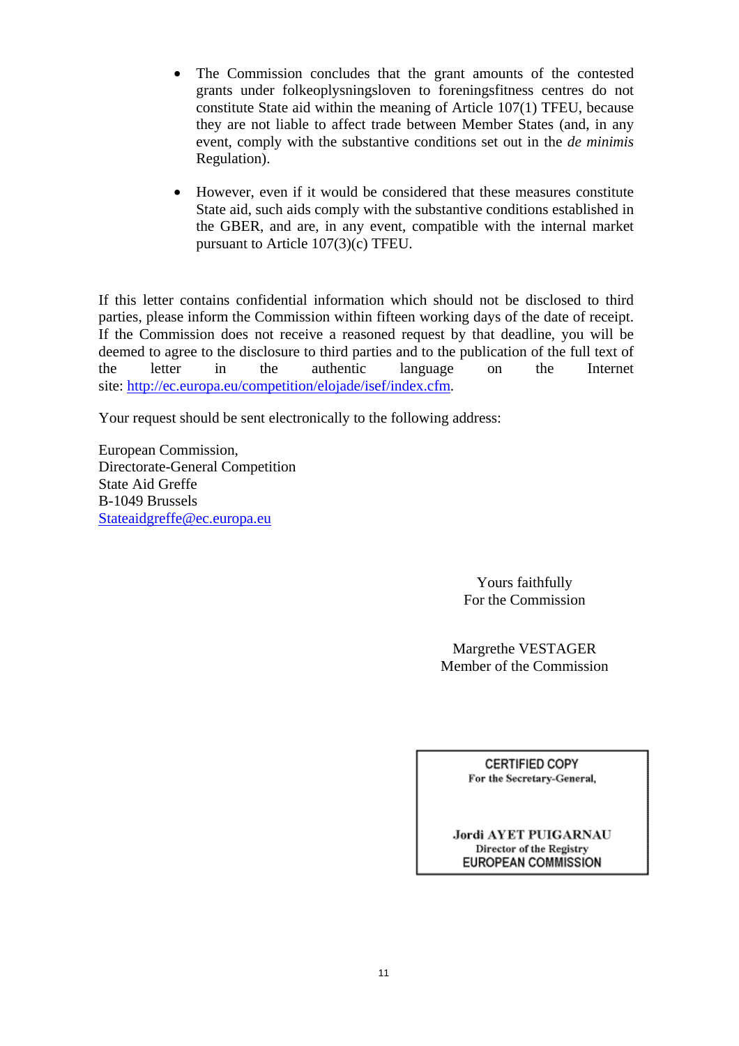- The Commission concludes that the grant amounts of the contested grants under folkeoplysningsloven to foreningsfitness centres do not constitute State aid within the meaning of Article 107(1) TFEU, because they are not liable to affect trade between Member States (and, in any event, comply with the substantive conditions set out in the *de minimis* Regulation).

- However, even if it would be considered that these measures constitute State aid, such aids comply with the substantive conditions established in the GBER, and are, in any event, compatible with the internal market pursuant to Article 107(3)(c) TFEU.

If this letter contains confidential information which should not be disclosed to third parties, please inform the Commission within fifteen working days of the date of receipt. If the Commission does not receive a reasoned request by that deadline, you will be deemed to agree to the disclosure to third parties and to the publication of the full text of the letter in the authentic language on the Internet site: http://ec.europa.eu/competition/elojade/isef/index.cfm.

Your request should be sent electronically to the following address:

European Commission,
Directorate-General Competition
State Aid Greffe
B-1049 Brussels
Stateaidgreffe@ec.europa.eu

Yours faithfully
For the Commission

Margrethe VESTAGER
Member of the Commission

CERTIFIED COPY
For the Secretary-General,

Jordi AYET PUIGARNAU
Director of the Registry
EUROPEAN COMMISSION